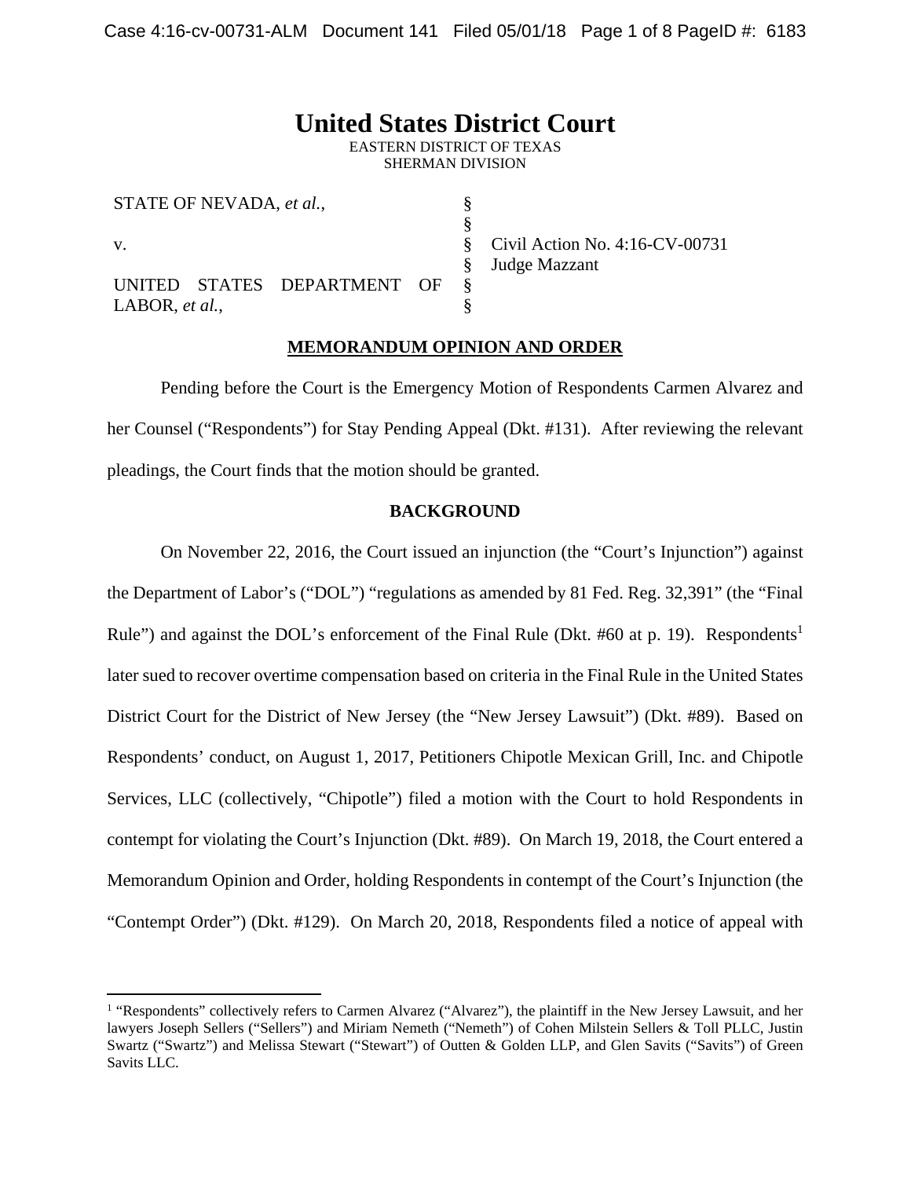# United States District Court

EASTERN DISTRICT OF TEXAS
SHERMAN DIVISION

| | | |
|---|---|---|
| STATE OF NEVADA, *et al.*, | § | |
| | § | |
| v. | § | Civil Action No. 4:16-CV-00731 |
| | § | Judge Mazzant |
| UNITED STATES DEPARTMENT OF | § | |
| LABOR, *et al.*, | § | |

## MEMORANDUM OPINION AND ORDER

Pending before the Court is the Emergency Motion of Respondents Carmen Alvarez and her Counsel ("Respondents") for Stay Pending Appeal (Dkt. #131). After reviewing the relevant pleadings, the Court finds that the motion should be granted.

## BACKGROUND

On November 22, 2016, the Court issued an injunction (the "Court's Injunction") against the Department of Labor's ("DOL") "regulations as amended by 81 Fed. Reg. 32,391" (the "Final Rule") and against the DOL's enforcement of the Final Rule (Dkt. #60 at p. 19). Respondents[1] later sued to recover overtime compensation based on criteria in the Final Rule in the United States District Court for the District of New Jersey (the "New Jersey Lawsuit") (Dkt. #89). Based on Respondents' conduct, on August 1, 2017, Petitioners Chipotle Mexican Grill, Inc. and Chipotle Services, LLC (collectively, "Chipotle") filed a motion with the Court to hold Respondents in contempt for violating the Court's Injunction (Dkt. #89). On March 19, 2018, the Court entered a Memorandum Opinion and Order, holding Respondents in contempt of the Court's Injunction (the "Contempt Order") (Dkt. #129). On March 20, 2018, Respondents filed a notice of appeal with

---

[1] "Respondents" collectively refers to Carmen Alvarez ("Alvarez"), the plaintiff in the New Jersey Lawsuit, and her lawyers Joseph Sellers ("Sellers") and Miriam Nemeth ("Nemeth") of Cohen Milstein Sellers & Toll PLLC, Justin Swartz ("Swartz") and Melissa Stewart ("Stewart") of Outten & Golden LLP, and Glen Savits ("Savits") of Green Savits LLC.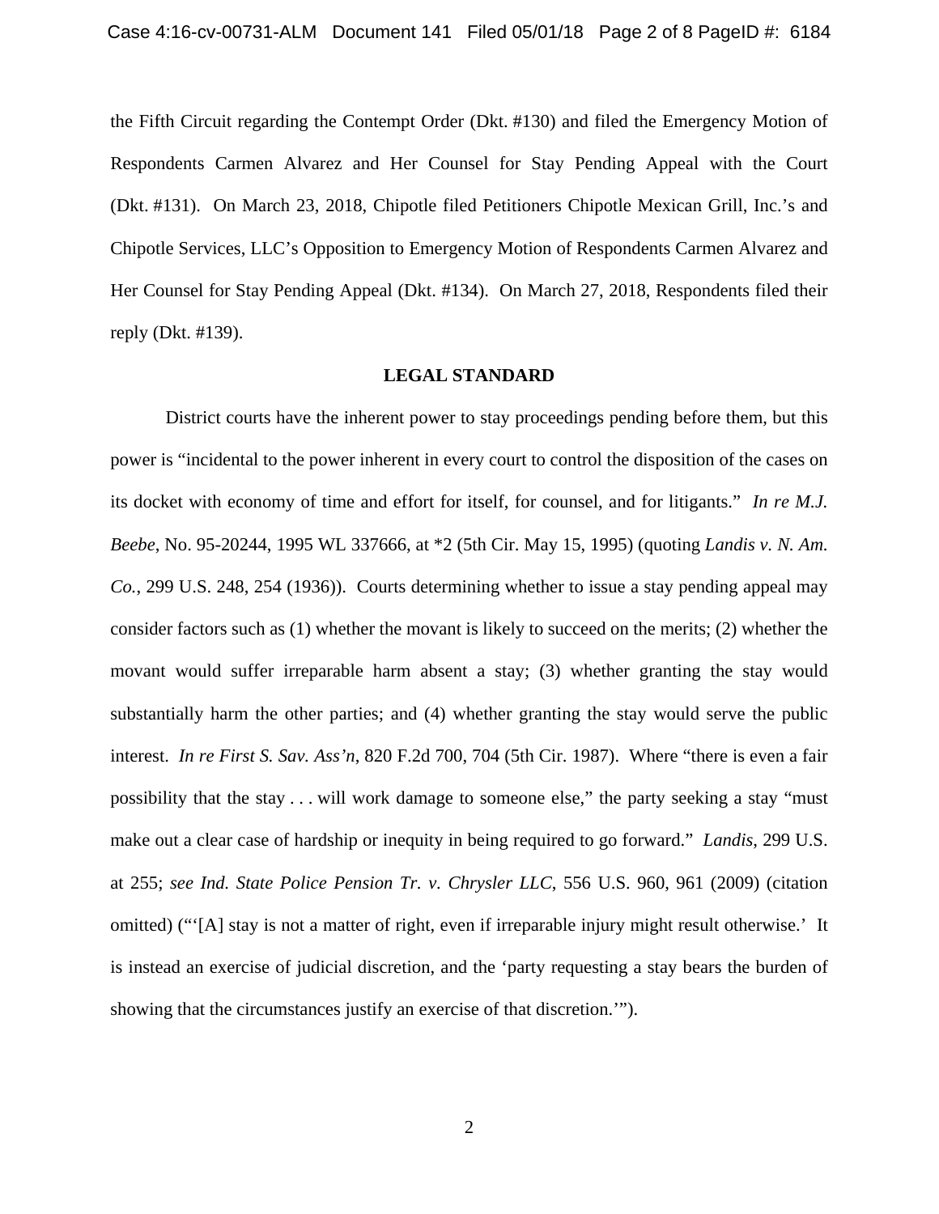the Fifth Circuit regarding the Contempt Order (Dkt. #130) and filed the Emergency Motion of Respondents Carmen Alvarez and Her Counsel for Stay Pending Appeal with the Court (Dkt. #131). On March 23, 2018, Chipotle filed Petitioners Chipotle Mexican Grill, Inc.'s and Chipotle Services, LLC's Opposition to Emergency Motion of Respondents Carmen Alvarez and Her Counsel for Stay Pending Appeal (Dkt. #134). On March 27, 2018, Respondents filed their reply (Dkt. #139).

## LEGAL STANDARD

District courts have the inherent power to stay proceedings pending before them, but this power is "incidental to the power inherent in every court to control the disposition of the cases on its docket with economy of time and effort for itself, for counsel, and for litigants." *In re M.J. Beebe*, No. 95-20244, 1995 WL 337666, at *2 (5th Cir. May 15, 1995) (quoting *Landis v. N. Am. Co.*, 299 U.S. 248, 254 (1936)). Courts determining whether to issue a stay pending appeal may consider factors such as (1) whether the movant is likely to succeed on the merits; (2) whether the movant would suffer irreparable harm absent a stay; (3) whether granting the stay would substantially harm the other parties; and (4) whether granting the stay would serve the public interest. *In re First S. Sav. Ass'n*, 820 F.2d 700, 704 (5th Cir. 1987). Where "there is even a fair possibility that the stay . . . will work damage to someone else," the party seeking a stay "must make out a clear case of hardship or inequity in being required to go forward." *Landis*, 299 U.S. at 255; *see Ind. State Police Pension Tr. v. Chrysler LLC*, 556 U.S. 960, 961 (2009) (citation omitted) ("'[A] stay is not a matter of right, even if irreparable injury might result otherwise.' It is instead an exercise of judicial discretion, and the 'party requesting a stay bears the burden of showing that the circumstances justify an exercise of that discretion.'").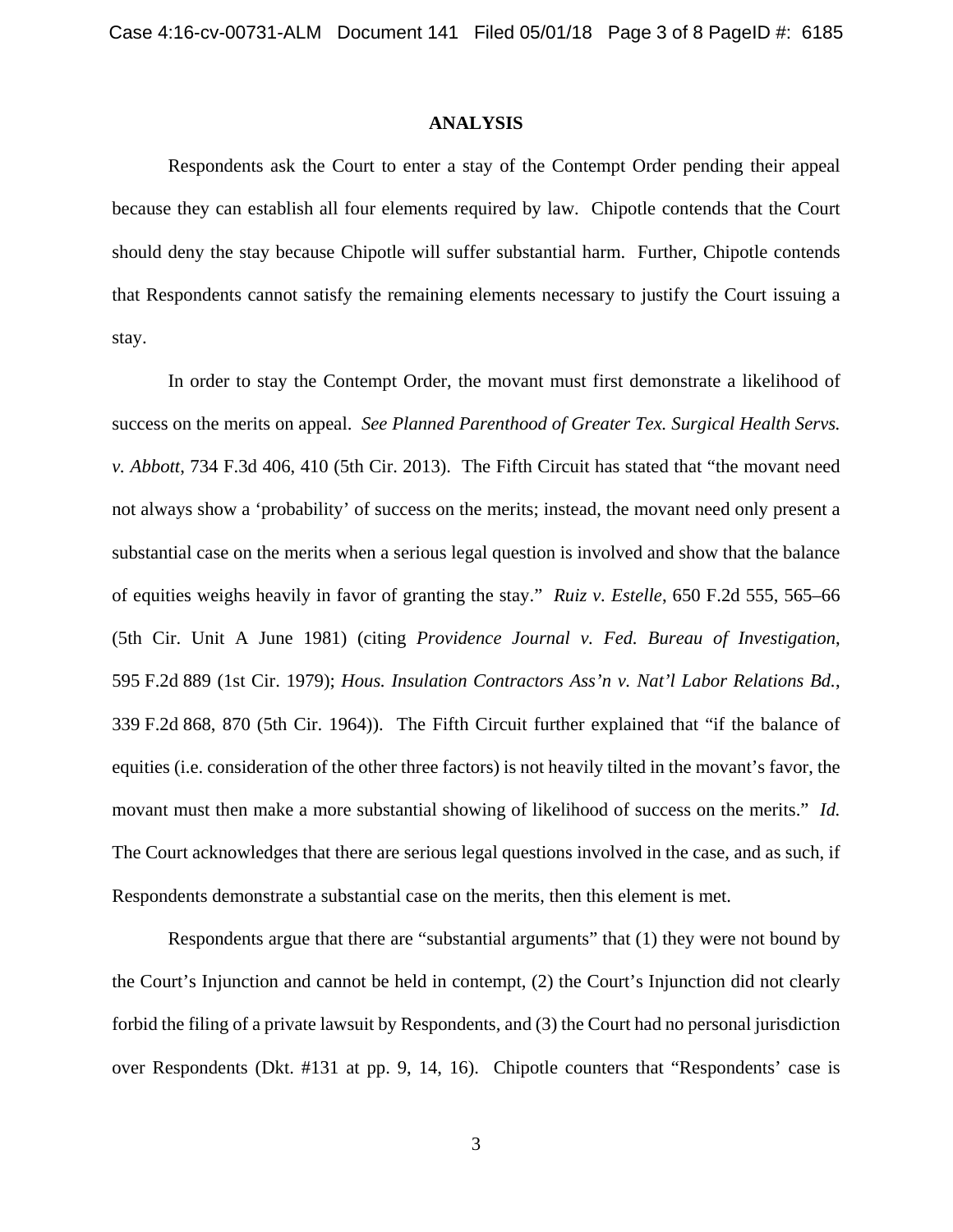## ANALYSIS

Respondents ask the Court to enter a stay of the Contempt Order pending their appeal because they can establish all four elements required by law. Chipotle contends that the Court should deny the stay because Chipotle will suffer substantial harm. Further, Chipotle contends that Respondents cannot satisfy the remaining elements necessary to justify the Court issuing a stay.

In order to stay the Contempt Order, the movant must first demonstrate a likelihood of success on the merits on appeal. *See Planned Parenthood of Greater Tex. Surgical Health Servs. v. Abbott*, 734 F.3d 406, 410 (5th Cir. 2013). The Fifth Circuit has stated that "the movant need not always show a 'probability' of success on the merits; instead, the movant need only present a substantial case on the merits when a serious legal question is involved and show that the balance of equities weighs heavily in favor of granting the stay." *Ruiz v. Estelle*, 650 F.2d 555, 565–66 (5th Cir. Unit A June 1981) (citing *Providence Journal v. Fed. Bureau of Investigation*, 595 F.2d 889 (1st Cir. 1979); *Hous. Insulation Contractors Ass'n v. Nat'l Labor Relations Bd.*, 339 F.2d 868, 870 (5th Cir. 1964)). The Fifth Circuit further explained that "if the balance of equities (i.e. consideration of the other three factors) is not heavily tilted in the movant's favor, the movant must then make a more substantial showing of likelihood of success on the merits." *Id.* The Court acknowledges that there are serious legal questions involved in the case, and as such, if Respondents demonstrate a substantial case on the merits, then this element is met.

Respondents argue that there are "substantial arguments" that (1) they were not bound by the Court's Injunction and cannot be held in contempt, (2) the Court's Injunction did not clearly forbid the filing of a private lawsuit by Respondents, and (3) the Court had no personal jurisdiction over Respondents (Dkt. #131 at pp. 9, 14, 16). Chipotle counters that "Respondents' case is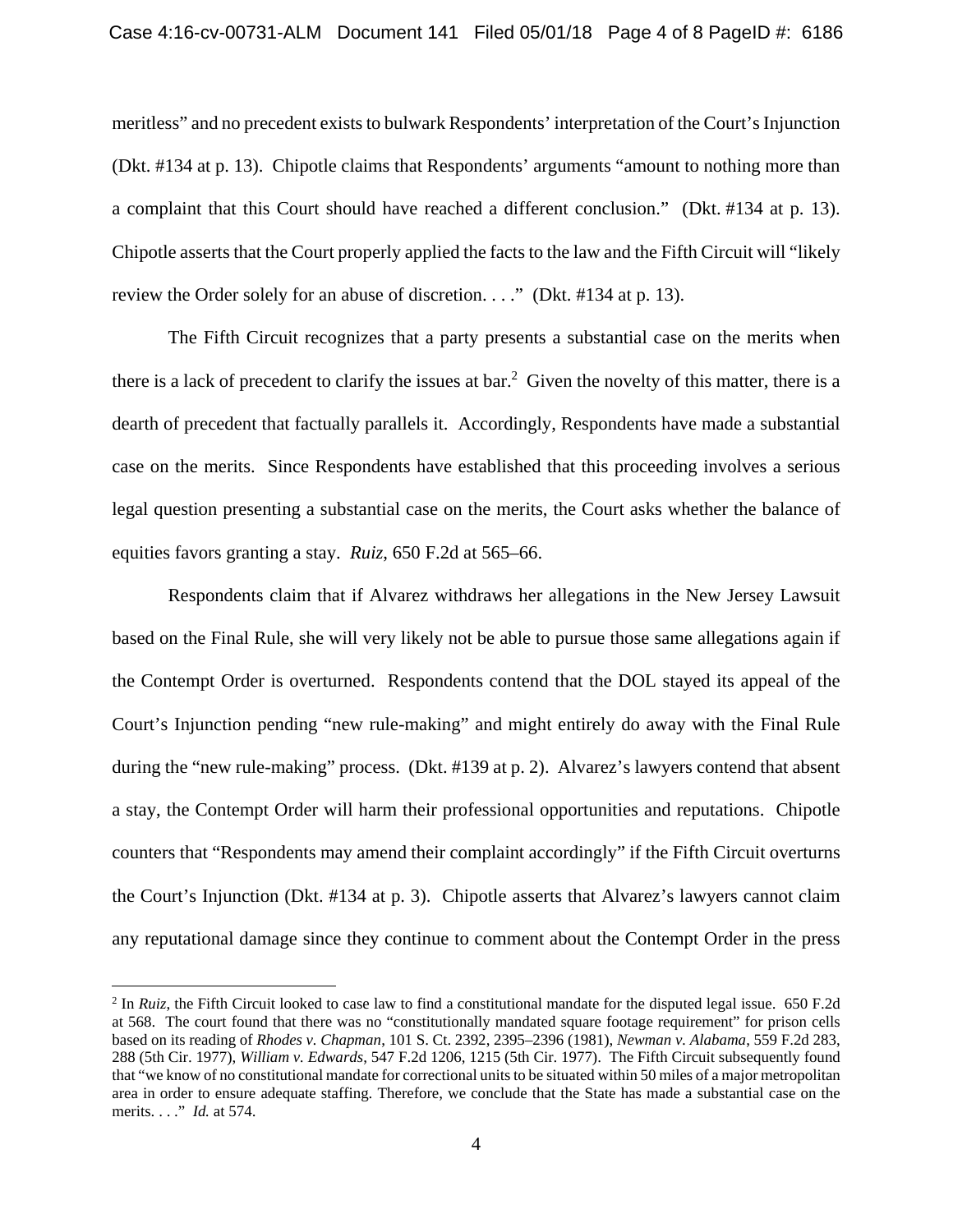meritless" and no precedent exists to bulwark Respondents' interpretation of the Court's Injunction (Dkt. #134 at p. 13). Chipotle claims that Respondents' arguments "amount to nothing more than a complaint that this Court should have reached a different conclusion." (Dkt. #134 at p. 13). Chipotle asserts that the Court properly applied the facts to the law and the Fifth Circuit will "likely review the Order solely for an abuse of discretion. . . ." (Dkt. #134 at p. 13).

The Fifth Circuit recognizes that a party presents a substantial case on the merits when there is a lack of precedent to clarify the issues at bar.[2] Given the novelty of this matter, there is a dearth of precedent that factually parallels it. Accordingly, Respondents have made a substantial case on the merits. Since Respondents have established that this proceeding involves a serious legal question presenting a substantial case on the merits, the Court asks whether the balance of equities favors granting a stay. *Ruiz*, 650 F.2d at 565–66.

Respondents claim that if Alvarez withdraws her allegations in the New Jersey Lawsuit based on the Final Rule, she will very likely not be able to pursue those same allegations again if the Contempt Order is overturned. Respondents contend that the DOL stayed its appeal of the Court's Injunction pending "new rule-making" and might entirely do away with the Final Rule during the "new rule-making" process. (Dkt. #139 at p. 2). Alvarez's lawyers contend that absent a stay, the Contempt Order will harm their professional opportunities and reputations. Chipotle counters that "Respondents may amend their complaint accordingly" if the Fifth Circuit overturns the Court's Injunction (Dkt. #134 at p. 3). Chipotle asserts that Alvarez's lawyers cannot claim any reputational damage since they continue to comment about the Contempt Order in the press

---

[2] In *Ruiz*, the Fifth Circuit looked to case law to find a constitutional mandate for the disputed legal issue. 650 F.2d at 568. The court found that there was no "constitutionally mandated square footage requirement" for prison cells based on its reading of *Rhodes v. Chapman*, 101 S. Ct. 2392, 2395–2396 (1981), *Newman v. Alabama*, 559 F.2d 283, 288 (5th Cir. 1977), *William v. Edwards*, 547 F.2d 1206, 1215 (5th Cir. 1977). The Fifth Circuit subsequently found that "we know of no constitutional mandate for correctional units to be situated within 50 miles of a major metropolitan area in order to ensure adequate staffing. Therefore, we conclude that the State has made a substantial case on the merits. . . ." *Id.* at 574.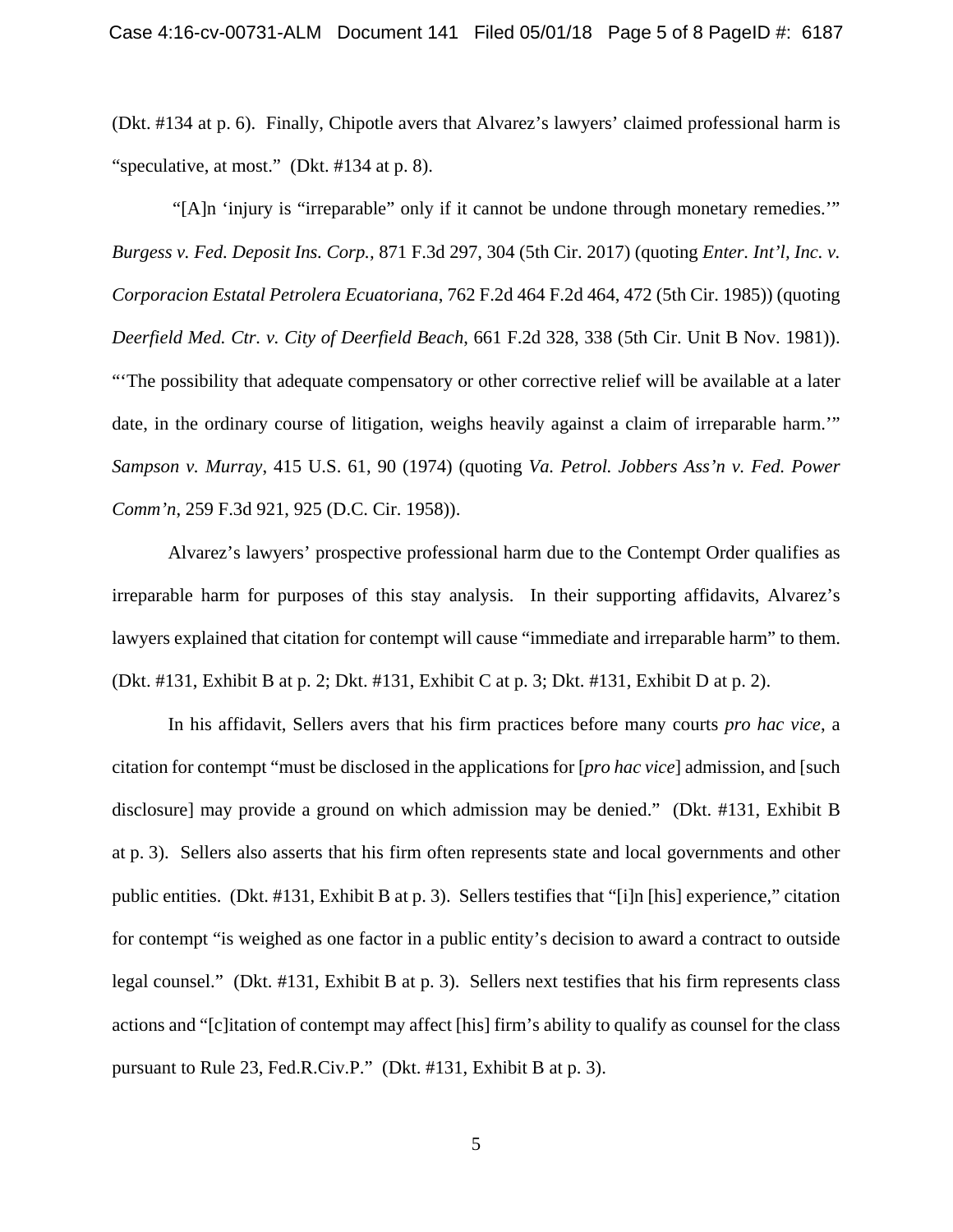(Dkt. #134 at p. 6). Finally, Chipotle avers that Alvarez's lawyers' claimed professional harm is "speculative, at most." (Dkt. #134 at p. 8).

"[A]n 'injury is "irreparable" only if it cannot be undone through monetary remedies.'" *Burgess v. Fed. Deposit Ins. Corp.,* 871 F.3d 297, 304 (5th Cir. 2017) (quoting *Enter. Int'l, Inc. v. Corporacion Estatal Petrolera Ecuatoriana*, 762 F.2d 464 F.2d 464, 472 (5th Cir. 1985)) (quoting *Deerfield Med. Ctr. v. City of Deerfield Beach*, 661 F.2d 328, 338 (5th Cir. Unit B Nov. 1981)). "'The possibility that adequate compensatory or other corrective relief will be available at a later date, in the ordinary course of litigation, weighs heavily against a claim of irreparable harm.'" *Sampson v. Murray*, 415 U.S. 61, 90 (1974) (quoting *Va. Petrol. Jobbers Ass'n v. Fed. Power Comm'n*, 259 F.3d 921, 925 (D.C. Cir. 1958)).

Alvarez's lawyers' prospective professional harm due to the Contempt Order qualifies as irreparable harm for purposes of this stay analysis. In their supporting affidavits, Alvarez's lawyers explained that citation for contempt will cause "immediate and irreparable harm" to them. (Dkt. #131, Exhibit B at p. 2; Dkt. #131, Exhibit C at p. 3; Dkt. #131, Exhibit D at p. 2).

In his affidavit, Sellers avers that his firm practices before many courts *pro hac vice*, a citation for contempt "must be disclosed in the applications for [*pro hac vice*] admission, and [such disclosure] may provide a ground on which admission may be denied." (Dkt. #131, Exhibit B at p. 3). Sellers also asserts that his firm often represents state and local governments and other public entities. (Dkt. #131, Exhibit B at p. 3). Sellers testifies that "[i]n [his] experience," citation for contempt "is weighed as one factor in a public entity's decision to award a contract to outside legal counsel." (Dkt. #131, Exhibit B at p. 3). Sellers next testifies that his firm represents class actions and "[c]itation of contempt may affect [his] firm's ability to qualify as counsel for the class pursuant to Rule 23, Fed.R.Civ.P." (Dkt. #131, Exhibit B at p. 3).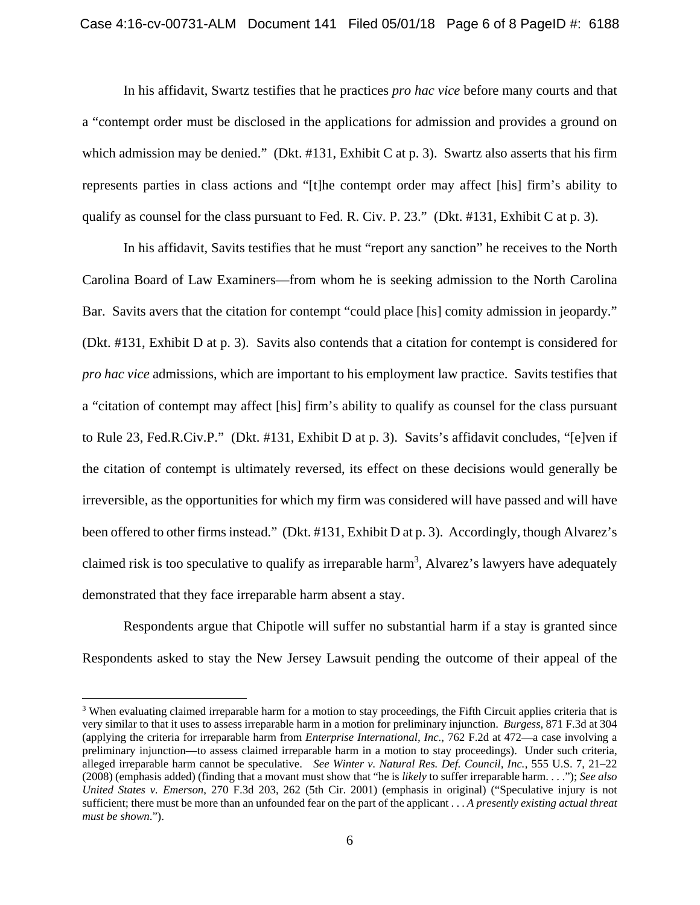In his affidavit, Swartz testifies that he practices *pro hac vice* before many courts and that a "contempt order must be disclosed in the applications for admission and provides a ground on which admission may be denied." (Dkt. #131, Exhibit C at p. 3). Swartz also asserts that his firm represents parties in class actions and "[t]he contempt order may affect [his] firm's ability to qualify as counsel for the class pursuant to Fed. R. Civ. P. 23." (Dkt. #131, Exhibit C at p. 3).

In his affidavit, Savits testifies that he must "report any sanction" he receives to the North Carolina Board of Law Examiners—from whom he is seeking admission to the North Carolina Bar. Savits avers that the citation for contempt "could place [his] comity admission in jeopardy." (Dkt. #131, Exhibit D at p. 3). Savits also contends that a citation for contempt is considered for *pro hac vice* admissions, which are important to his employment law practice. Savits testifies that a "citation of contempt may affect [his] firm's ability to qualify as counsel for the class pursuant to Rule 23, Fed.R.Civ.P." (Dkt. #131, Exhibit D at p. 3). Savits's affidavit concludes, "[e]ven if the citation of contempt is ultimately reversed, its effect on these decisions would generally be irreversible, as the opportunities for which my firm was considered will have passed and will have been offered to other firms instead." (Dkt. #131, Exhibit D at p. 3). Accordingly, though Alvarez's claimed risk is too speculative to qualify as irreparable harm[3], Alvarez's lawyers have adequately demonstrated that they face irreparable harm absent a stay.

Respondents argue that Chipotle will suffer no substantial harm if a stay is granted since Respondents asked to stay the New Jersey Lawsuit pending the outcome of their appeal of the

---

[3] When evaluating claimed irreparable harm for a motion to stay proceedings, the Fifth Circuit applies criteria that is very similar to that it uses to assess irreparable harm in a motion for preliminary injunction. *Burgess*, 871 F.3d at 304 (applying the criteria for irreparable harm from *Enterprise International, Inc.*, 762 F.2d at 472—a case involving a preliminary injunction—to assess claimed irreparable harm in a motion to stay proceedings). Under such criteria, alleged irreparable harm cannot be speculative. *See Winter v. Natural Res. Def. Council, Inc.*, 555 U.S. 7, 21–22 (2008) (emphasis added) (finding that a movant must show that "he is *likely* to suffer irreparable harm. . . ."); *See also United States v. Emerson*, 270 F.3d 203, 262 (5th Cir. 2001) (emphasis in original) ("Speculative injury is not sufficient; there must be more than an unfounded fear on the part of the applicant . . . *A presently existing actual threat must be shown*.").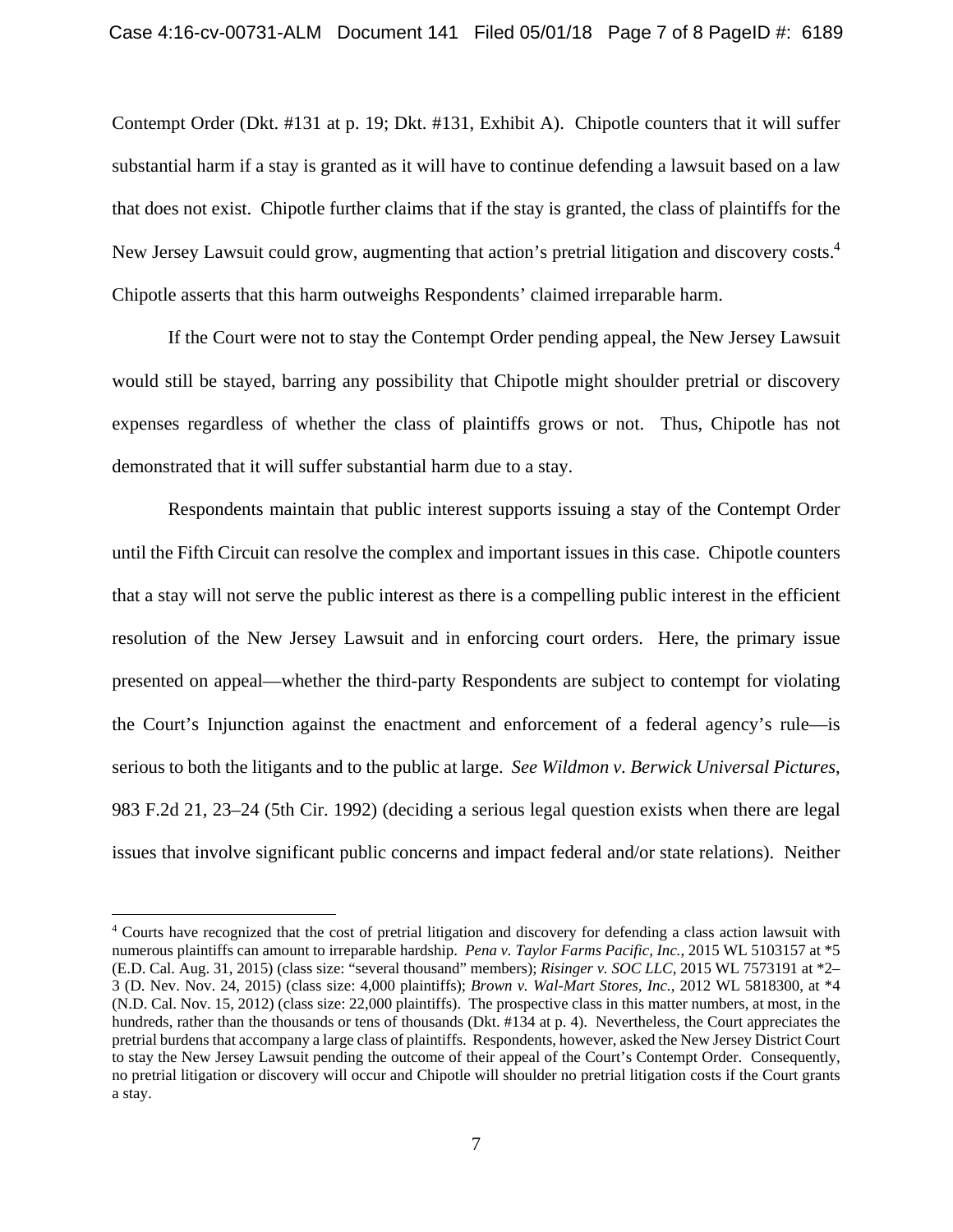Contempt Order (Dkt. #131 at p. 19; Dkt. #131, Exhibit A). Chipotle counters that it will suffer substantial harm if a stay is granted as it will have to continue defending a lawsuit based on a law that does not exist. Chipotle further claims that if the stay is granted, the class of plaintiffs for the New Jersey Lawsuit could grow, augmenting that action's pretrial litigation and discovery costs.[4] Chipotle asserts that this harm outweighs Respondents' claimed irreparable harm.

If the Court were not to stay the Contempt Order pending appeal, the New Jersey Lawsuit would still be stayed, barring any possibility that Chipotle might shoulder pretrial or discovery expenses regardless of whether the class of plaintiffs grows or not. Thus, Chipotle has not demonstrated that it will suffer substantial harm due to a stay.

Respondents maintain that public interest supports issuing a stay of the Contempt Order until the Fifth Circuit can resolve the complex and important issues in this case. Chipotle counters that a stay will not serve the public interest as there is a compelling public interest in the efficient resolution of the New Jersey Lawsuit and in enforcing court orders. Here, the primary issue presented on appeal—whether the third-party Respondents are subject to contempt for violating the Court's Injunction against the enactment and enforcement of a federal agency's rule—is serious to both the litigants and to the public at large. *See Wildmon v. Berwick Universal Pictures*, 983 F.2d 21, 23–24 (5th Cir. 1992) (deciding a serious legal question exists when there are legal issues that involve significant public concerns and impact federal and/or state relations). Neither

---

[4] Courts have recognized that the cost of pretrial litigation and discovery for defending a class action lawsuit with numerous plaintiffs can amount to irreparable hardship. *Pena v. Taylor Farms Pacific, Inc.*, 2015 WL 5103157 at *5 (E.D. Cal. Aug. 31, 2015) (class size: "several thousand" members); *Risinger v. SOC LLC*, 2015 WL 7573191 at *2–3 (D. Nev. Nov. 24, 2015) (class size: 4,000 plaintiffs); *Brown v. Wal-Mart Stores, Inc.*, 2012 WL 5818300, at *4 (N.D. Cal. Nov. 15, 2012) (class size: 22,000 plaintiffs). The prospective class in this matter numbers, at most, in the hundreds, rather than the thousands or tens of thousands (Dkt. #134 at p. 4). Nevertheless, the Court appreciates the pretrial burdens that accompany a large class of plaintiffs. Respondents, however, asked the New Jersey District Court to stay the New Jersey Lawsuit pending the outcome of their appeal of the Court's Contempt Order. Consequently, no pretrial litigation or discovery will occur and Chipotle will shoulder no pretrial litigation costs if the Court grants a stay.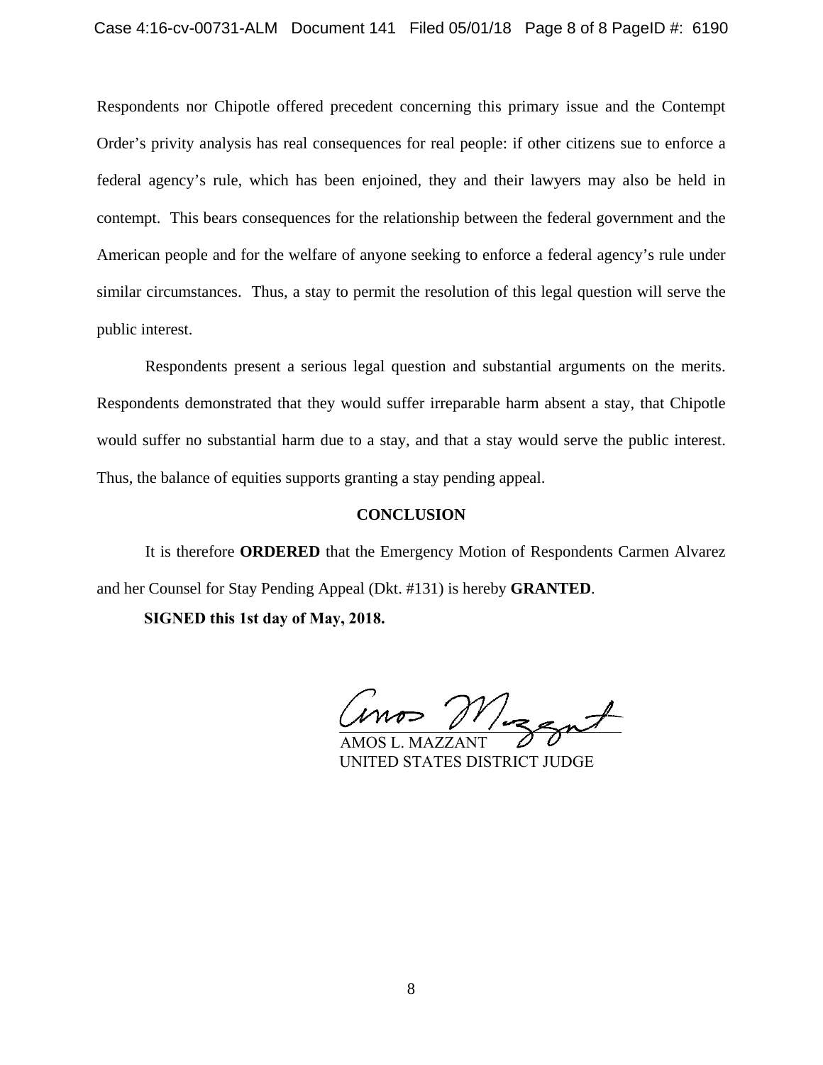Respondents nor Chipotle offered precedent concerning this primary issue and the Contempt Order's privity analysis has real consequences for real people: if other citizens sue to enforce a federal agency's rule, which has been enjoined, they and their lawyers may also be held in contempt. This bears consequences for the relationship between the federal government and the American people and for the welfare of anyone seeking to enforce a federal agency's rule under similar circumstances. Thus, a stay to permit the resolution of this legal question will serve the public interest.

Respondents present a serious legal question and substantial arguments on the merits. Respondents demonstrated that they would suffer irreparable harm absent a stay, that Chipotle would suffer no substantial harm due to a stay, and that a stay would serve the public interest. Thus, the balance of equities supports granting a stay pending appeal.

## CONCLUSION

It is therefore **ORDERED** that the Emergency Motion of Respondents Carmen Alvarez and her Counsel for Stay Pending Appeal (Dkt. #131) is hereby **GRANTED**.

**SIGNED this 1st day of May, 2018.**

AMOS L. MAZZANT
UNITED STATES DISTRICT JUDGE